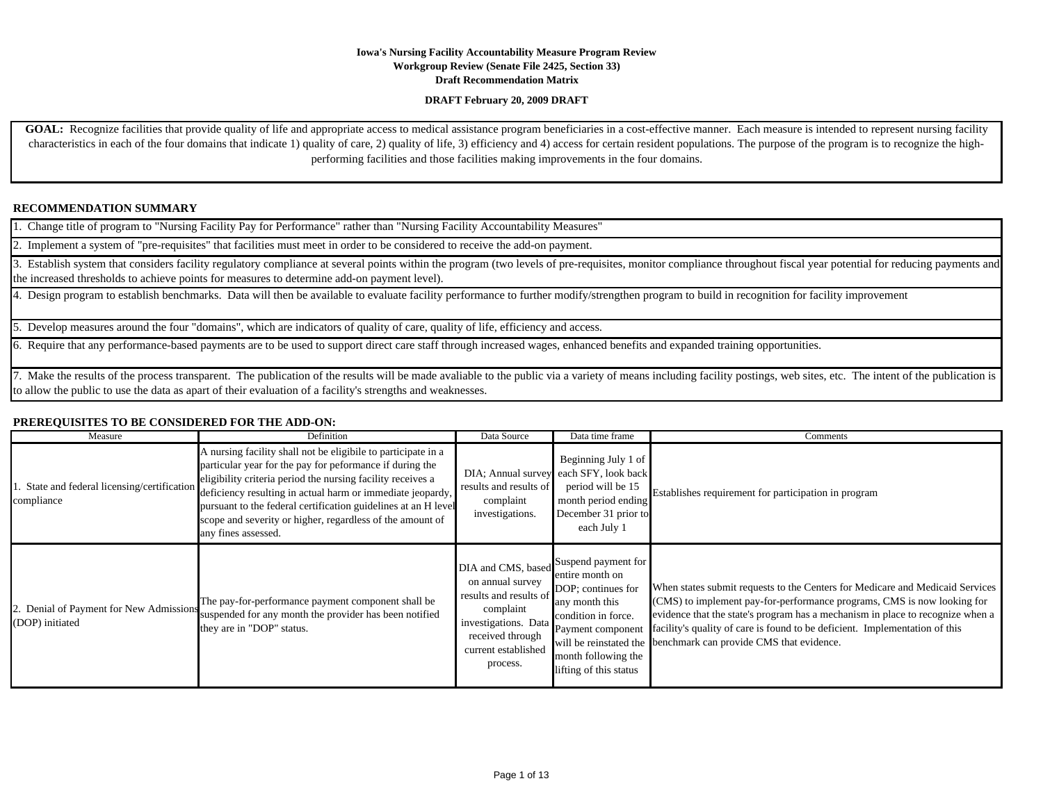**Iowa's Nursing Facility Accountability Measure Program Review**
**Workgroup Review (Senate File 2425, Section 33)**
**Draft Recommendation Matrix**

**DRAFT February 20, 2009 DRAFT**

**GOAL:** Recognize facilities that provide quality of life and appropriate access to medical assistance program beneficiaries in a cost-effective manner. Each measure is intended to represent nursing facility characteristics in each of the four domains that indicate 1) quality of care, 2) quality of life, 3) efficiency and 4) access for certain resident populations. The purpose of the program is to recognize the high-performing facilities and those facilities making improvements in the four domains.

## RECOMMENDATION SUMMARY

| |
|---|
| 1. Change title of program to "Nursing Facility Pay for Performance" rather than "Nursing Facility Accountability Measures" |
| 2. Implement a system of "pre-requisites" that facilities must meet in order to be considered to receive the add-on payment. |
| 3. Establish system that considers facility regulatory compliance at several points within the program (two levels of pre-requisites, monitor compliance throughout fiscal year potential for reducing payments and the increased thresholds to achieve points for measures to determine add-on payment level). |
| 4. Design program to establish benchmarks. Data will then be available to evaluate facility performance to further modify/strengthen program to build in recognition for facility improvement |
| 5. Develop measures around the four "domains", which are indicators of quality of care, quality of life, efficiency and access. |
| 6. Require that any performance-based payments are to be used to support direct care staff through increased wages, enhanced benefits and expanded training opportunities. |
| 7. Make the results of the process transparent. The publication of the results will be made avaliable to the public via a variety of means including facility postings, web sites, etc. The intent of the publication is to allow the public to use the data as apart of their evaluation of a facility's strengths and weaknesses. |

## PREREQUISITES TO BE CONSIDERED FOR THE ADD-ON:

| Measure | Definition | Data Source | Data time frame | Comments |
|---|---|---|---|---|
| 1. State and federal licensing/certification compliance | A nursing facility shall not be eligibile to participate in a particular year for the pay for peformance if during the eligibility criteria period the nursing facility receives a deficiency resulting in actual harm or immediate jeopardy, pursuant to the federal certification guidelines at an H level scope and severity or higher, regardless of the amount of any fines assessed. | DIA; Annual survey results and results of complaint investigations. | Beginning July 1 of each SFY, look back period will be 15 month period ending December 31 prior to each July 1 | Establishes requirement for participation in program |
| 2. Denial of Payment for New Admissions (DOP) initiated | The pay-for-performance payment component shall be suspended for any month the provider has been notified they are in "DOP" status. | DIA and CMS, based on annual survey results and results of complaint investigations. Data received through current established process. | Suspend payment for entire month on DOP; continues for any month this condition in force. Payment component will be reinstated the month following the lifting of this status | When states submit requests to the Centers for Medicare and Medicaid Services (CMS) to implement pay-for-performance programs, CMS is now looking for evidence that the state's program has a mechanism in place to recognize when a facility's quality of care is found to be deficient. Implementation of this benchmark can provide CMS that evidence. |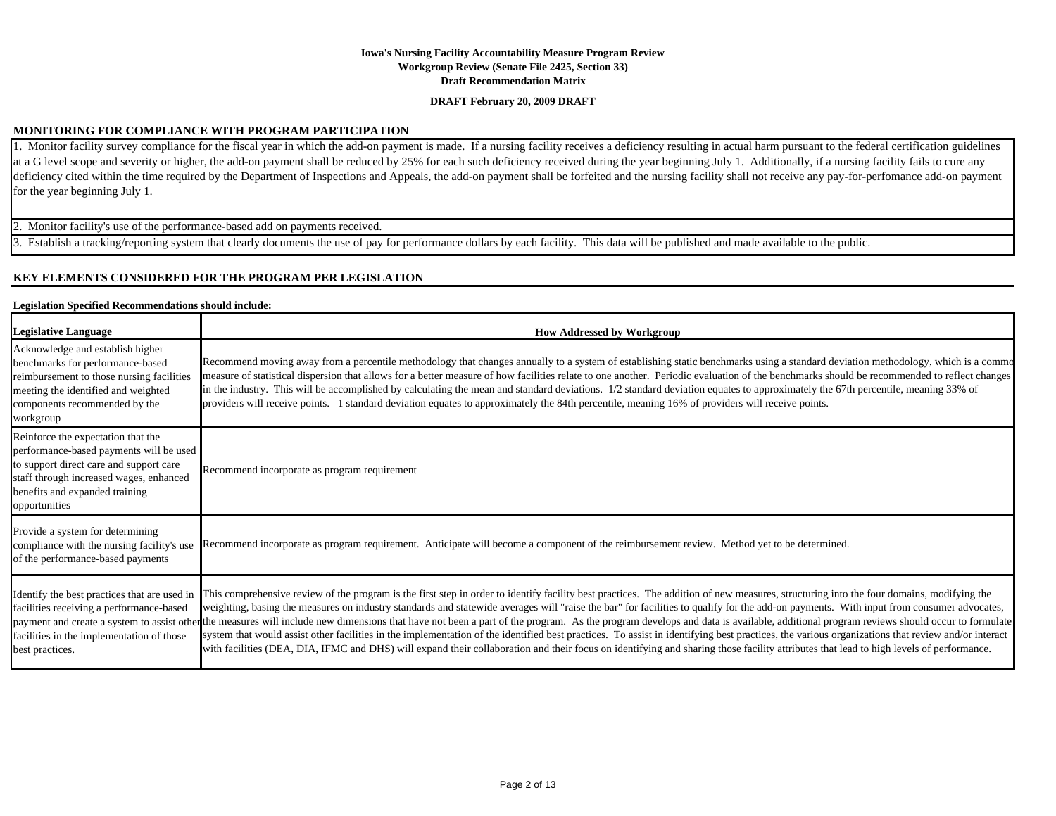**Iowa's Nursing Facility Accountability Measure Program Review**
**Workgroup Review (Senate File 2425, Section 33)**
**Draft Recommendation Matrix**

**DRAFT February 20, 2009 DRAFT**

## MONITORING FOR COMPLIANCE WITH PROGRAM PARTICIPATION

| |
|---|
| 1. Monitor facility survey compliance for the fiscal year in which the add-on payment is made. If a nursing facility receives a deficiency resulting in actual harm pursuant to the federal certification guidelines at a G level scope and severity or higher, the add-on payment shall be reduced by 25% for each such deficiency received during the year beginning July 1. Additionally, if a nursing facility fails to cure any deficiency cited within the time required by the Department of Inspections and Appeals, the add-on payment shall be forfeited and the nursing facility shall not receive any pay-for-perfomance add-on payment for the year beginning July 1. |
| 2. Monitor facility's use of the performance-based add on payments received. |
| 3. Establish a tracking/reporting system that clearly documents the use of pay for performance dollars by each facility. This data will be published and made available to the public. |

## KEY ELEMENTS CONSIDERED FOR THE PROGRAM PER LEGISLATION

**Legislation Specified Recommendations should include:**

| **Legislative Language** | **How Addressed by Workgroup** |
|---|---|
| Acknowledge and establish higher benchmarks for performance-based reimbursement to those nursing facilities meeting the identified and weighted components recommended by the workgroup | Recommend moving away from a percentile methodology that changes annually to a system of establishing static benchmarks using a standard deviation methodology, which is a commo measure of statistical dispersion that allows for a better measure of how facilities relate to one another. Periodic evaluation of the benchmarks should be recommended to reflect changes in the industry. This will be accomplished by calculating the mean and standard deviations. 1/2 standard deviation equates to approximately the 67th percentile, meaning 33% of providers will receive points. 1 standard deviation equates to approximately the 84th percentile, meaning 16% of providers will receive points. |
| Reinforce the expectation that the performance-based payments will be used to support direct care and support care staff through increased wages, enhanced benefits and expanded training opportunities | Recommend incorporate as program requirement |
| Provide a system for determining compliance with the nursing facility's use of the performance-based payments | Recommend incorporate as program requirement. Anticipate will become a component of the reimbursement review. Method yet to be determined. |
| Identify the best practices that are used in facilities receiving a performance-based payment and create a system to assist other facilities in the implementation of those best practices. | This comprehensive review of the program is the first step in order to identify facility best practices. The addition of new measures, structuring into the four domains, modifying the weighting, basing the measures on industry standards and statewide averages will "raise the bar" for facilities to qualify for the add-on payments. With input from consumer advocates, the measures will include new dimensions that have not been a part of the program. As the program develops and data is available, additional program reviews should occur to formulate system that would assist other facilities in the implementation of the identified best practices. To assist in identifying best practices, the various organizations that review and/or interact with facilities (DEA, DIA, IFMC and DHS) will expand their collaboration and their focus on identifying and sharing those facility attributes that lead to high levels of performance. |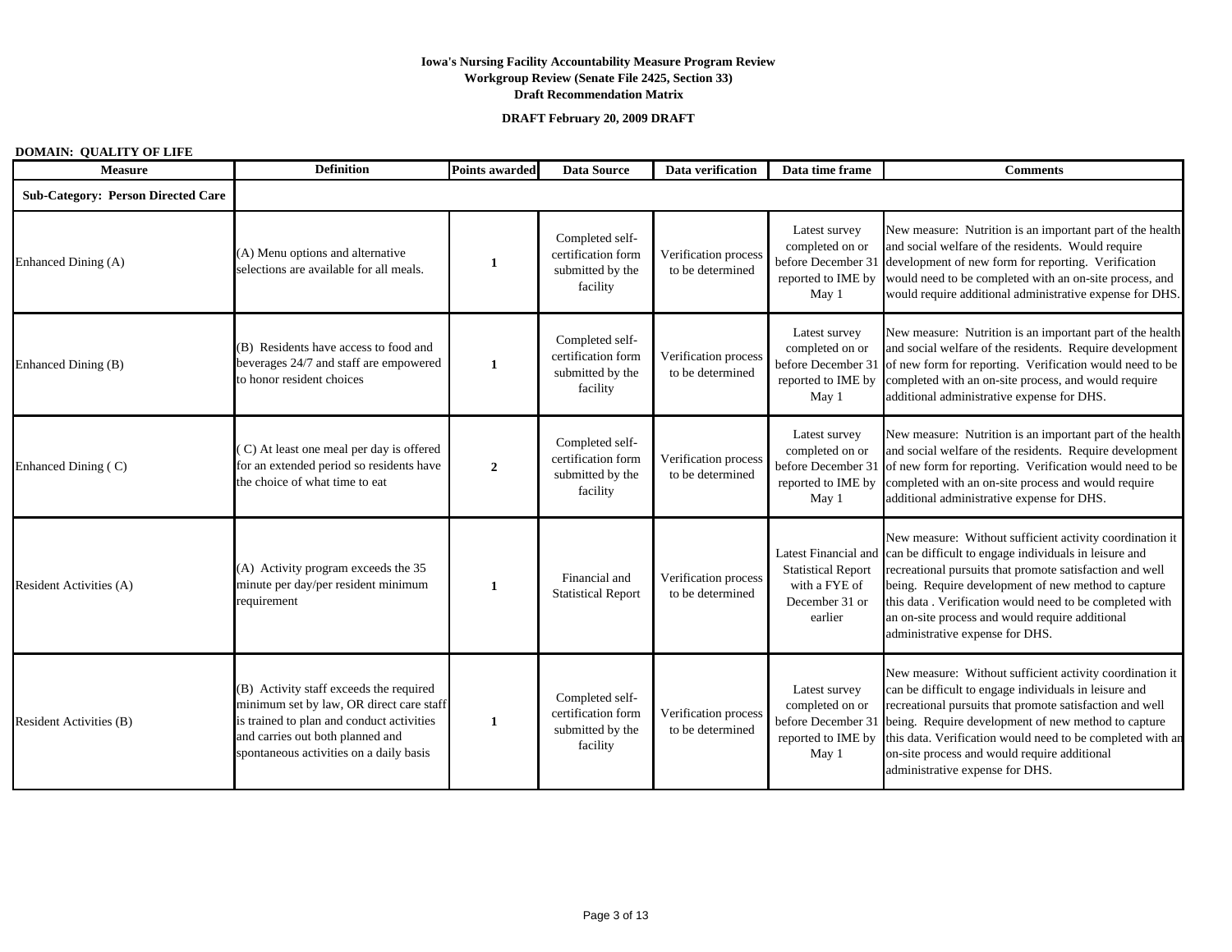**Iowa's Nursing Facility Accountability Measure Program Review**
**Workgroup Review (Senate File 2425, Section 33)**
**Draft Recommendation Matrix**

**DRAFT February 20, 2009 DRAFT**

**DOMAIN: QUALITY OF LIFE**

| Measure | Definition | Points awarded | Data Source | Data verification | Data time frame | Comments |
|---|---|---|---|---|---|---|
| **Sub-Category: Person Directed Care** | | | | | | |
| Enhanced Dining (A) | (A) Menu options and alternative selections are available for all meals. | **1** | Completed self-certification form submitted by the facility | Verification process to be determined | Latest survey completed on or before December 31 reported to IME by May 1 | New measure: Nutrition is an important part of the health and social welfare of the residents. Would require development of new form for reporting. Verification would need to be completed with an on-site process, and would require additional administrative expense for DHS. |
| Enhanced Dining (B) | (B) Residents have access to food and beverages 24/7 and staff are empowered to honor resident choices | **1** | Completed self-certification form submitted by the facility | Verification process to be determined | Latest survey completed on or before December 31 reported to IME by May 1 | New measure: Nutrition is an important part of the health and social welfare of the residents. Require development of new form for reporting. Verification would need to be completed with an on-site process, and would require additional administrative expense for DHS. |
| Enhanced Dining ( C) | ( C) At least one meal per day is offered for an extended period so residents have the choice of what time to eat | **2** | Completed self-certification form submitted by the facility | Verification process to be determined | Latest survey completed on or before December 31 reported to IME by May 1 | New measure: Nutrition is an important part of the health and social welfare of the residents. Require development of new form for reporting. Verification would need to be completed with an on-site process and would require additional administrative expense for DHS. |
| Resident Activities (A) | (A) Activity program exceeds the 35 minute per day/per resident minimum requirement | **1** | Financial and Statistical Report | Verification process to be determined | Latest Financial and Statistical Report with a FYE of December 31 or earlier | New measure: Without sufficient activity coordination it can be difficult to engage individuals in leisure and recreational pursuits that promote satisfaction and well being. Require development of new method to capture this data . Verification would need to be completed with an on-site process and would require additional administrative expense for DHS. |
| Resident Activities (B) | (B) Activity staff exceeds the required minimum set by law, OR direct care staff is trained to plan and conduct activities and carries out both planned and spontaneous activities on a daily basis | **1** | Completed self-certification form submitted by the facility | Verification process to be determined | Latest survey completed on or before December 31 reported to IME by May 1 | New measure: Without sufficient activity coordination it can be difficult to engage individuals in leisure and recreational pursuits that promote satisfaction and well being. Require development of new method to capture this data. Verification would need to be completed with an on-site process and would require additional administrative expense for DHS. |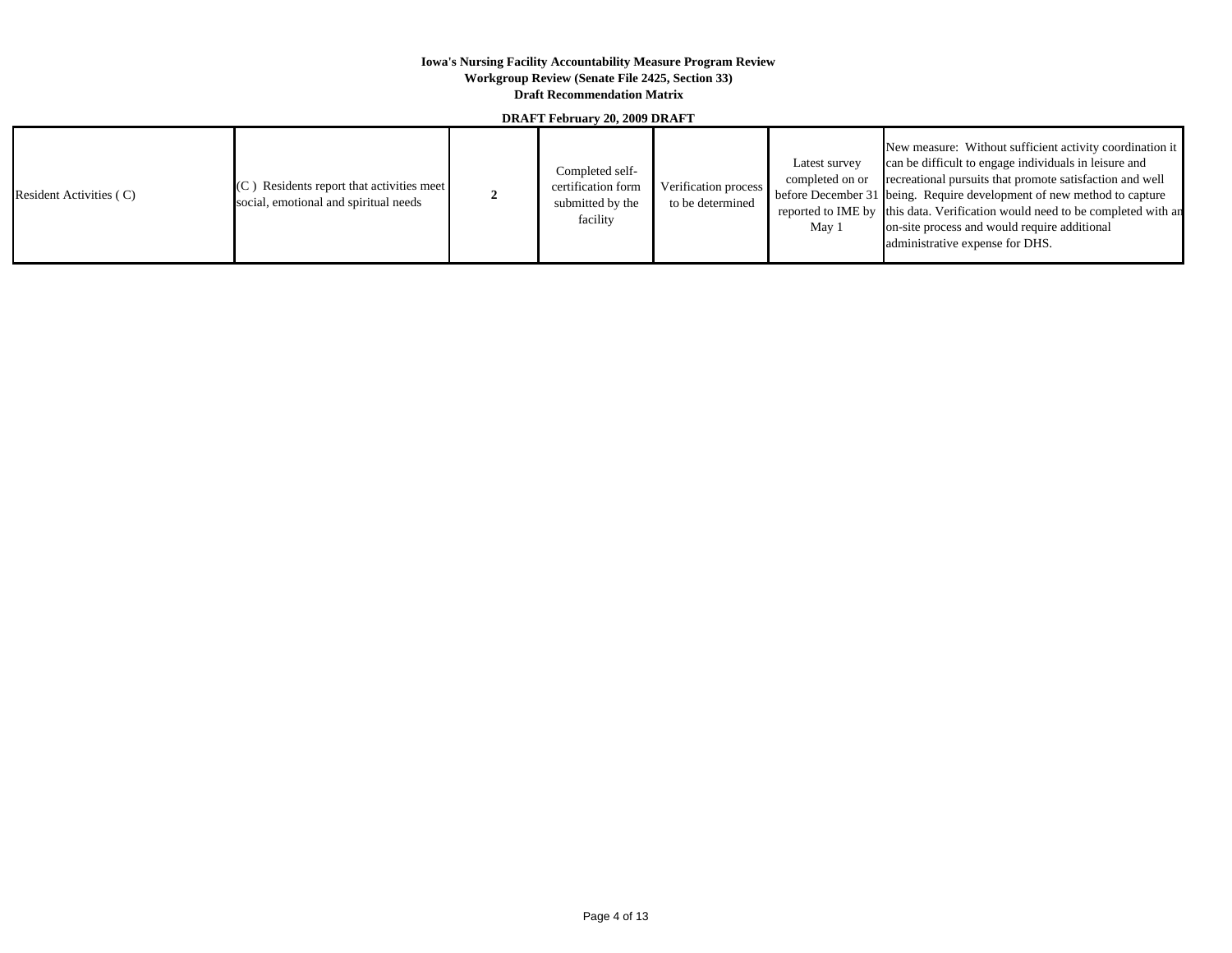**Iowa's Nursing Facility Accountability Measure Program Review**
**Workgroup Review (Senate File 2425, Section 33)**
**Draft Recommendation Matrix**

**DRAFT February 20, 2009 DRAFT**

| | | | | | | |
|---|---|---|---|---|---|---|
| Resident Activities ( C) | (C ) Residents report that activities meet social, emotional and spiritual needs | **2** | Completed self-certification form submitted by the facility | Verification process to be determined | Latest survey completed on or before December 31 reported to IME by May 1 | New measure: Without sufficient activity coordination it can be difficult to engage individuals in leisure and recreational pursuits that promote satisfaction and well being. Require development of new method to capture this data. Verification would need to be completed with an on-site process and would require additional administrative expense for DHS. |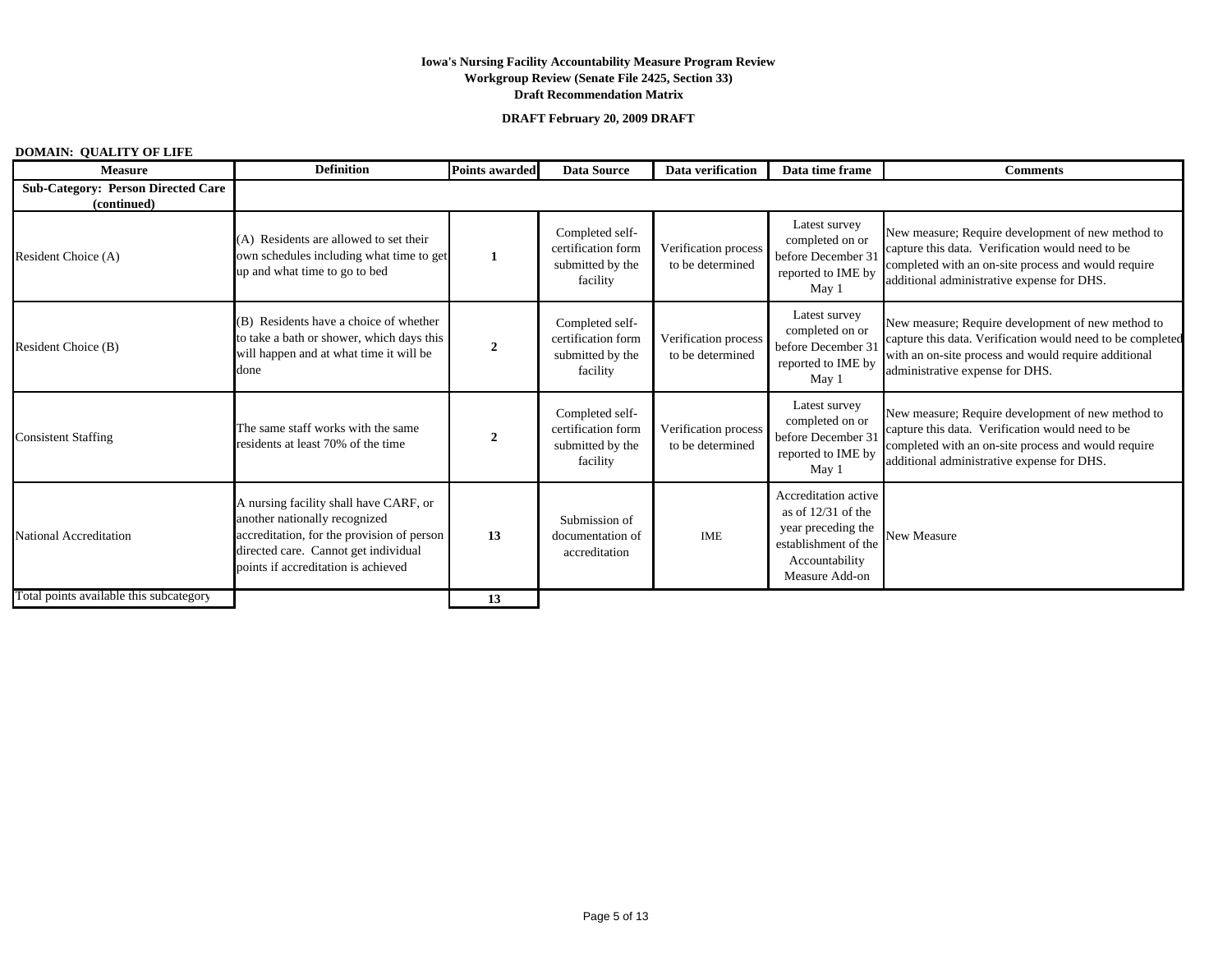**Iowa's Nursing Facility Accountability Measure Program Review**
**Workgroup Review (Senate File 2425, Section 33)**
**Draft Recommendation Matrix**

**DRAFT February 20, 2009 DRAFT**

**DOMAIN: QUALITY OF LIFE**

| Measure | Definition | Points awarded | Data Source | Data verification | Data time frame | Comments |
|---|---|---|---|---|---|---|
| **Sub-Category: Person Directed Care (continued)** | | | | | | |
| Resident Choice (A) | (A) Residents are allowed to set their own schedules including what time to get up and what time to go to bed | **1** | Completed self-certification form submitted by the facility | Verification process to be determined | Latest survey completed on or before December 31 reported to IME by May 1 | New measure; Require development of new method to capture this data. Verification would need to be completed with an on-site process and would require additional administrative expense for DHS. |
| Resident Choice (B) | (B) Residents have a choice of whether to take a bath or shower, which days this will happen and at what time it will be done | **2** | Completed self-certification form submitted by the facility | Verification process to be determined | Latest survey completed on or before December 31 reported to IME by May 1 | New measure; Require development of new method to capture this data. Verification would need to be completed with an on-site process and would require additional administrative expense for DHS. |
| Consistent Staffing | The same staff works with the same residents at least 70% of the time | **2** | Completed self-certification form submitted by the facility | Verification process to be determined | Latest survey completed on or before December 31 reported to IME by May 1 | New measure; Require development of new method to capture this data. Verification would need to be completed with an on-site process and would require additional administrative expense for DHS. |
| National Accreditation | A nursing facility shall have CARF, or another nationally recognized accreditation, for the provision of person directed care. Cannot get individual points if accreditation is achieved | **13** | Submission of documentation of accreditation | IME | Accreditation active as of 12/31 of the year preceding the establishment of the Accountability Measure Add-on | New Measure |
| Total points available this subcategory | | **13** | | | | |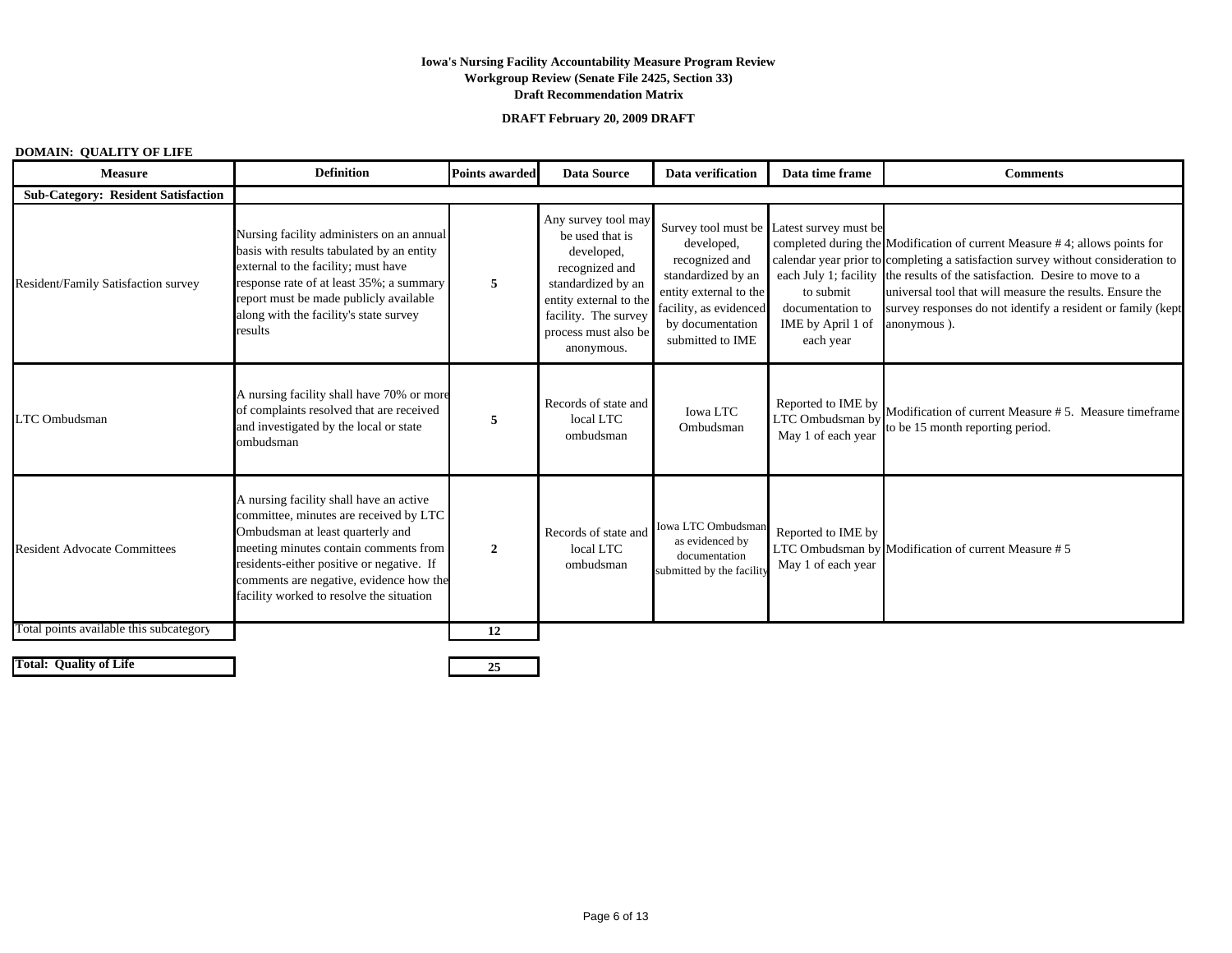**Iowa's Nursing Facility Accountability Measure Program Review**
**Workgroup Review (Senate File 2425, Section 33)**
**Draft Recommendation Matrix**

**DRAFT February 20, 2009 DRAFT**

**DOMAIN: QUALITY OF LIFE**

| Measure | Definition | Points awarded | Data Source | Data verification | Data time frame | Comments |
|---|---|---|---|---|---|---|
| **Sub-Category: Resident Satisfaction** | | | | | | |
| Resident/Family Satisfaction survey | Nursing facility administers on an annual basis with results tabulated by an entity external to the facility; must have response rate of at least 35%; a summary report must be made publicly available along with the facility's state survey results | 5 | Any survey tool may be used that is developed, recognized and standardized by an entity external to the facility. The survey process must also be anonymous. | Survey tool must be developed, recognized and standardized by an entity external to the facility, as evidenced by documentation submitted to IME | Latest survey must be completed during the calendar year prior to each July 1; facility to submit documentation to IME by April 1 of each year | Modification of current Measure # 4; allows points for completing a satisfaction survey without consideration to the results of the satisfaction. Desire to move to a universal tool that will measure the results. Ensure the survey responses do not identify a resident or family (kept anonymous ). |
| LTC Ombudsman | A nursing facility shall have 70% or more of complaints resolved that are received and investigated by the local or state ombudsman | 5 | Records of state and local LTC ombudsman | Iowa LTC Ombudsman | Reported to IME by LTC Ombudsman by May 1 of each year | Modification of current Measure # 5. Measure timeframe to be 15 month reporting period. |
| Resident Advocate Committees | A nursing facility shall have an active committee, minutes are received by LTC Ombudsman at least quarterly and meeting minutes contain comments from residents-either positive or negative. If comments are negative, evidence how the facility worked to resolve the situation | 2 | Records of state and local LTC ombudsman | Iowa LTC Ombudsman as evidenced by documentation submitted by the facility | Reported to IME by LTC Ombudsman by May 1 of each year | Modification of current Measure # 5 |
| Total points available this subcategory | | 12 | | | | |
| **Total: Quality of Life** | | **25** | | | | |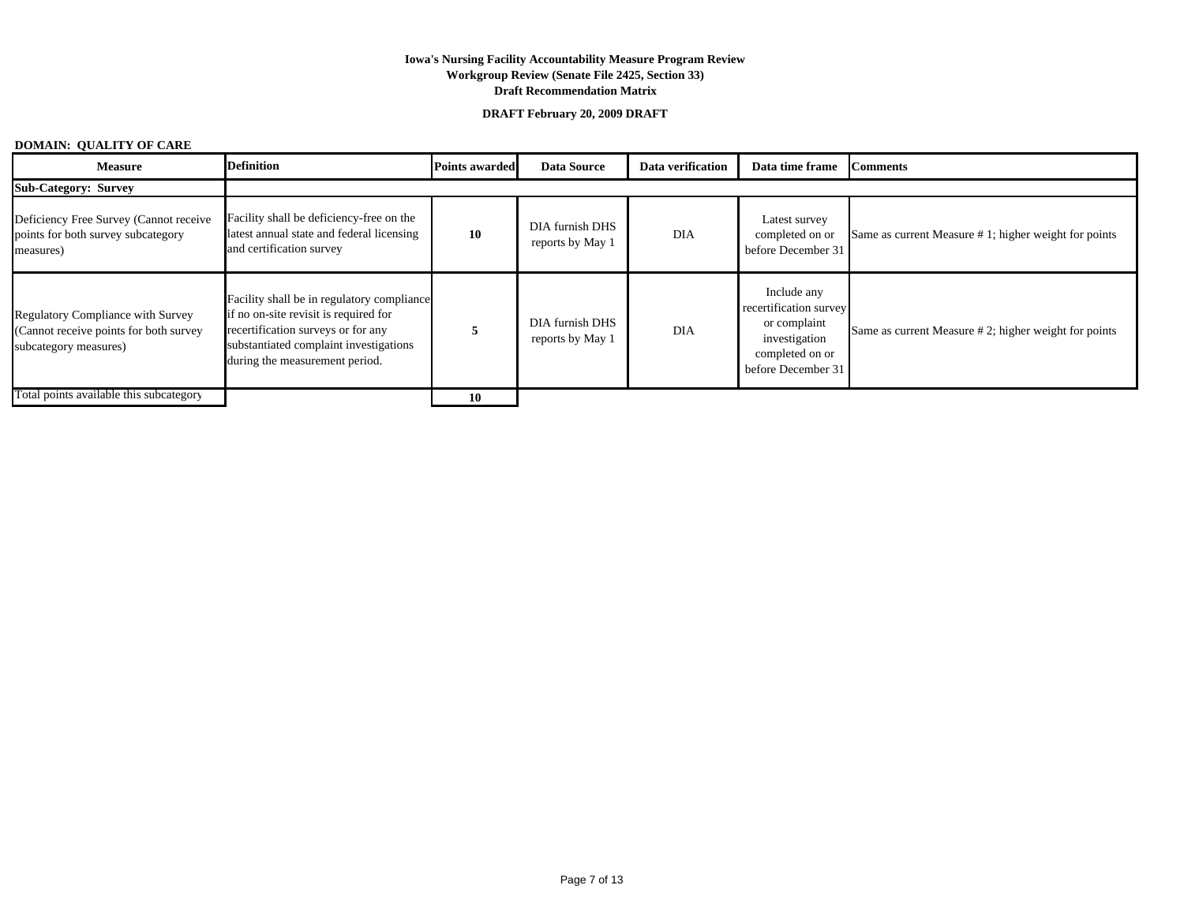**Iowa's Nursing Facility Accountability Measure Program Review**
**Workgroup Review (Senate File 2425, Section 33)**
**Draft Recommendation Matrix**

**DRAFT February 20, 2009 DRAFT**

**DOMAIN: QUALITY OF CARE**

| Measure | Definition | Points awarded | Data Source | Data verification | Data time frame | Comments |
|---|---|---|---|---|---|---|
| **Sub-Category: Survey** | | | | | | |
| Deficiency Free Survey (Cannot receive points for both survey subcategory measures) | Facility shall be deficiency-free on the latest annual state and federal licensing and certification survey | **10** | DIA furnish DHS reports by May 1 | DIA | Latest survey completed on or before December 31 | Same as current Measure # 1; higher weight for points |
| Regulatory Compliance with Survey (Cannot receive points for both survey subcategory measures) | Facility shall be in regulatory compliance if no on-site revisit is required for recertification surveys or for any substantiated complaint investigations during the measurement period. | **5** | DIA furnish DHS reports by May 1 | DIA | Include any recertification survey or complaint investigation completed on or before December 31 | Same as current Measure # 2; higher weight for points |
| Total points available this subcategory | | **10** | | | | |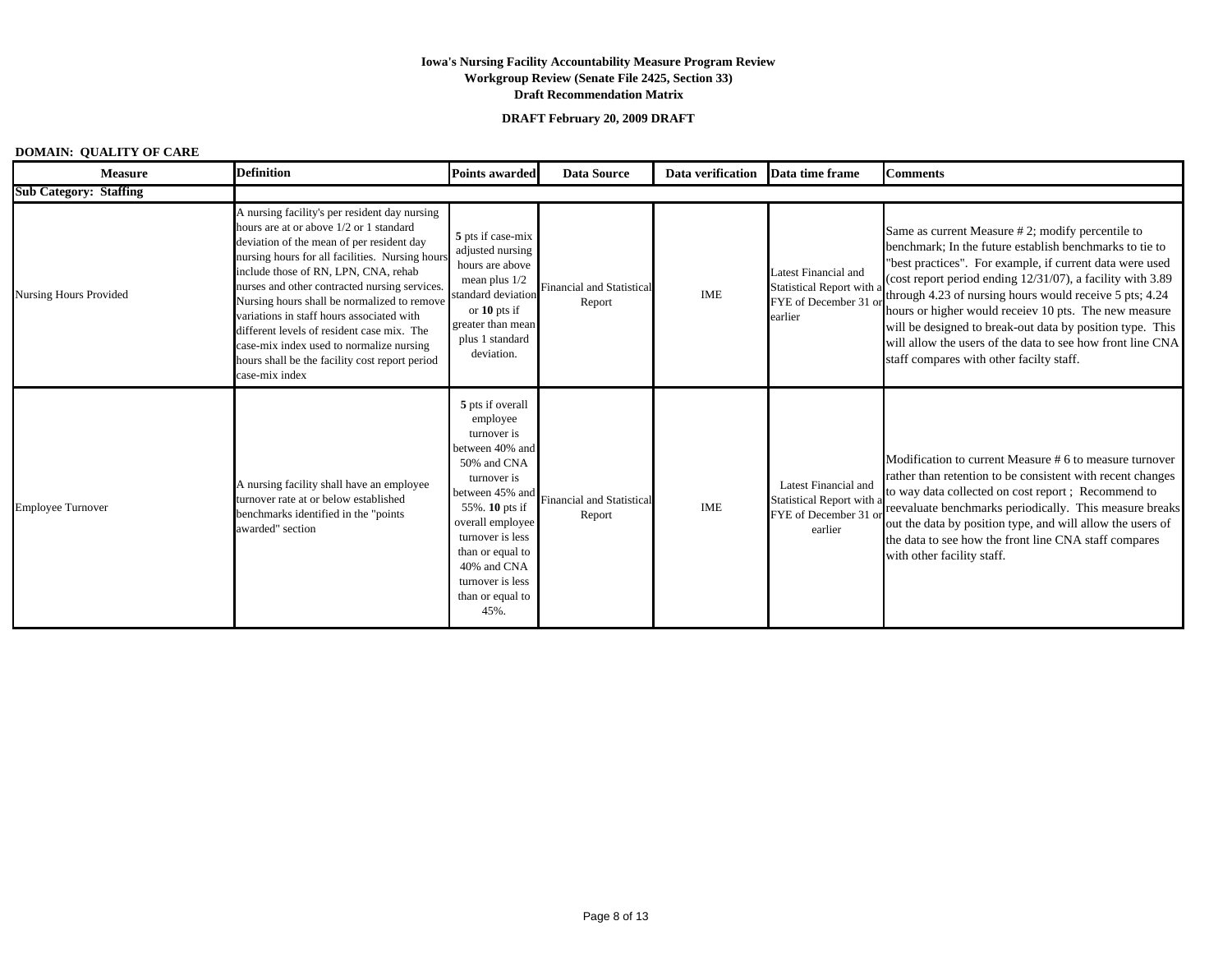**Iowa's Nursing Facility Accountability Measure Program Review**
**Workgroup Review (Senate File 2425, Section 33)**
**Draft Recommendation Matrix**

**DRAFT February 20, 2009 DRAFT**

**DOMAIN: QUALITY OF CARE**

| Measure | Definition | Points awarded | Data Source | Data verification | Data time frame | Comments |
|---|---|---|---|---|---|---|
| **Sub Category: Staffing** | | | | | | |
| Nursing Hours Provided | A nursing facility's per resident day nursing hours are at or above 1/2 or 1 standard deviation of the mean of per resident day nursing hours for all facilities. Nursing hours include those of RN, LPN, CNA, rehab nurses and other contracted nursing services. Nursing hours shall be normalized to remove variations in staff hours associated with different levels of resident case mix. The case-mix index used to normalize nursing hours shall be the facility cost report period case-mix index | **5** pts if case-mix adjusted nursing hours are above mean plus 1/2 standard deviation or **10** pts if greater than mean plus 1 standard deviation. | Financial and Statistical Report | IME | Latest Financial and Statistical Report with a FYE of December 31 or earlier | Same as current Measure # 2; modify percentile to benchmark; In the future establish benchmarks to tie to "best practices". For example, if current data were used (cost report period ending 12/31/07), a facility with 3.89 through 4.23 of nursing hours would receive 5 pts; 4.24 hours or higher would receiev 10 pts. The new measure will be designed to break-out data by position type. This will allow the users of the data to see how front line CNA staff compares with other facilty staff. |
| Employee Turnover | A nursing facility shall have an employee turnover rate at or below established benchmarks identified in the "points awarded" section | **5** pts if overall employee turnover is between 40% and 50% and CNA turnover is between 45% and 55%. **10** pts if overall employee turnover is less than or equal to 40% and CNA turnover is less than or equal to 45%. | Financial and Statistical Report | IME | Latest Financial and Statistical Report with a FYE of December 31 or earlier | Modification to current Measure # 6 to measure turnover rather than retention to be consistent with recent changes to way data collected on cost report ; Recommend to reevaluate benchmarks periodically. This measure breaks out the data by position type, and will allow the users of the data to see how the front line CNA staff compares with other facility staff. |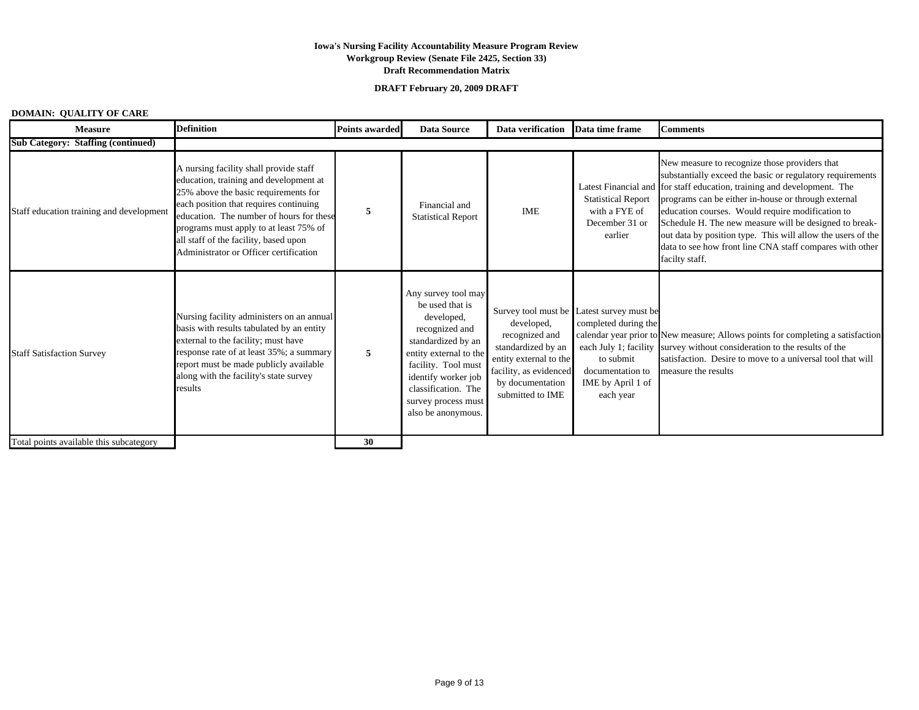**Iowa's Nursing Facility Accountability Measure Program Review**
**Workgroup Review (Senate File 2425, Section 33)**
**Draft Recommendation Matrix**

**DRAFT February 20, 2009 DRAFT**

**DOMAIN: QUALITY OF CARE**

| Measure | Definition | Points awarded | Data Source | Data verification | Data time frame | Comments |
|---|---|---|---|---|---|---|
| **Sub Category: Staffing (continued)** | | | | | | |
| Staff education training and development | A nursing facility shall provide staff education, training and development at 25% above the basic requirements for each position that requires continuing education. The number of hours for these programs must apply to at least 75% of all staff of the facility, based upon Administrator or Officer certification | 5 | Financial and Statistical Report | IME | Latest Financial and Statistical Report with a FYE of December 31 or earlier | New measure to recognize those providers that substantially exceed the basic or regulatory requirements for staff education, training and development. The programs can be either in-house or through external education courses. Would require modification to Schedule H. The new measure will be designed to break-out data by position type. This will allow the users of the data to see how front line CNA staff compares with other facilty staff. |
| Staff Satisfaction Survey | Nursing facility administers on an annual basis with results tabulated by an entity external to the facility; must have response rate of at least 35%; a summary report must be made publicly available along with the facility's state survey results | 5 | Any survey tool may be used that is developed, recognized and standardized by an entity external to the facility. Tool must identify worker job classification. The survey process must also be anonymous. | Survey tool must be developed, recognized and standardized by an entity external to the facility, as evidenced by documentation submitted to IME | Latest survey must be completed during the calendar year prior to each July 1; facility to submit documentation to IME by April 1 of each year | New measure; Allows points for completing a satisfaction survey without consideration to the results of the satisfaction. Desire to move to a universal tool that will measure the results |
| Total points available this subcategory | | 30 | | | | |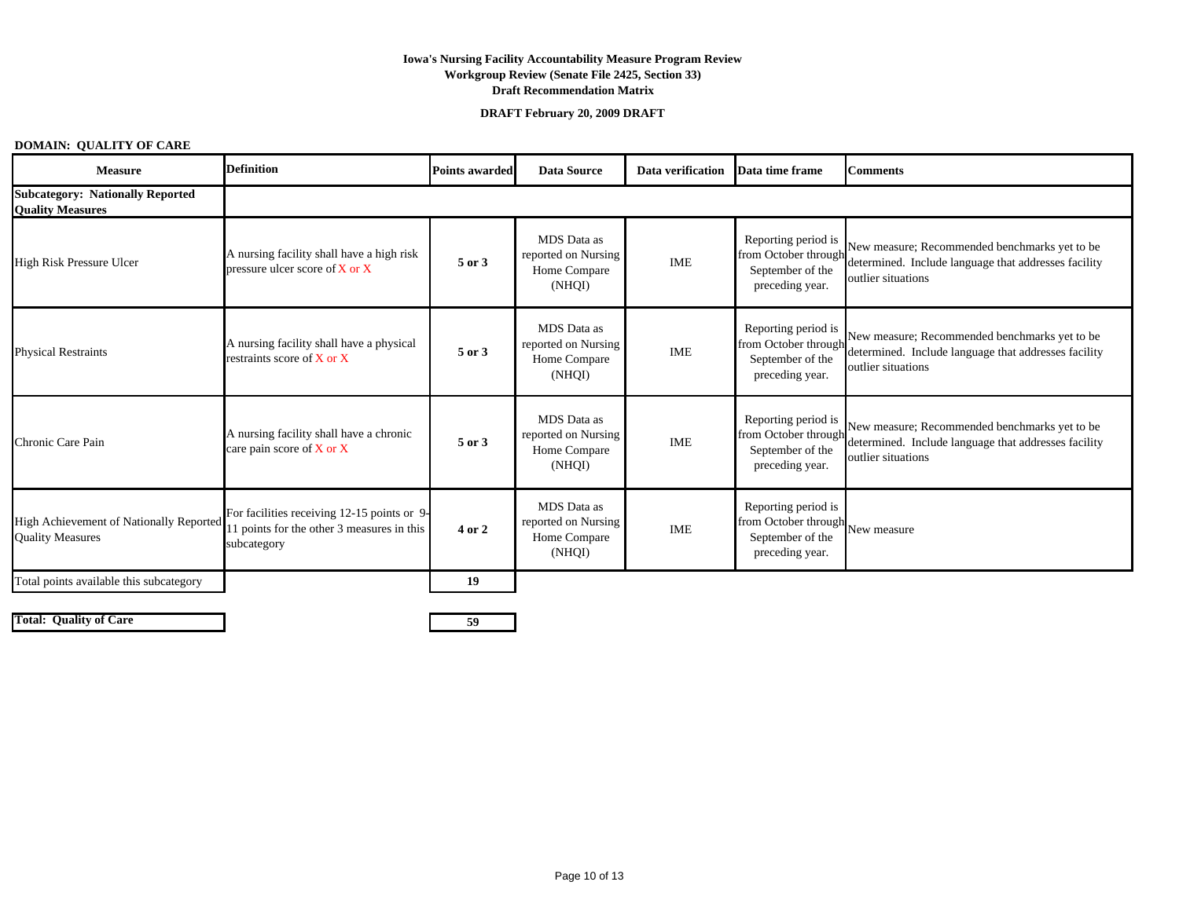**Iowa's Nursing Facility Accountability Measure Program Review**
**Workgroup Review (Senate File 2425, Section 33)**
**Draft Recommendation Matrix**

**DRAFT February 20, 2009 DRAFT**

**DOMAIN: QUALITY OF CARE**

| Measure | Definition | Points awarded | Data Source | Data verification | Data time frame | Comments |
|---|---|---|---|---|---|---|
| **Subcategory: Nationally Reported Quality Measures** | | | | | | |
| High Risk Pressure Ulcer | A nursing facility shall have a high risk pressure ulcer score of X or X | **5 or 3** | MDS Data as reported on Nursing Home Compare (NHQI) | IME | Reporting period is from October through September of the preceding year. | New measure; Recommended benchmarks yet to be determined. Include language that addresses facility outlier situations |
| Physical Restraints | A nursing facility shall have a physical restraints score of X or X | **5 or 3** | MDS Data as reported on Nursing Home Compare (NHQI) | IME | Reporting period is from October through September of the preceding year. | New measure; Recommended benchmarks yet to be determined. Include language that addresses facility outlier situations |
| Chronic Care Pain | A nursing facility shall have a chronic care pain score of X or X | **5 or 3** | MDS Data as reported on Nursing Home Compare (NHQI) | IME | Reporting period is from October through September of the preceding year. | New measure; Recommended benchmarks yet to be determined. Include language that addresses facility outlier situations |
| High Achievement of Nationally Reported Quality Measures | For facilities receiving 12-15 points or 9-11 points for the other 3 measures in this subcategory | **4 or 2** | MDS Data as reported on Nursing Home Compare (NHQI) | IME | Reporting period is from October through September of the preceding year. | New measure |
| Total points available this subcategory | | **19** | | | | |
| **Total: Quality of Care** | | **59** | | | | |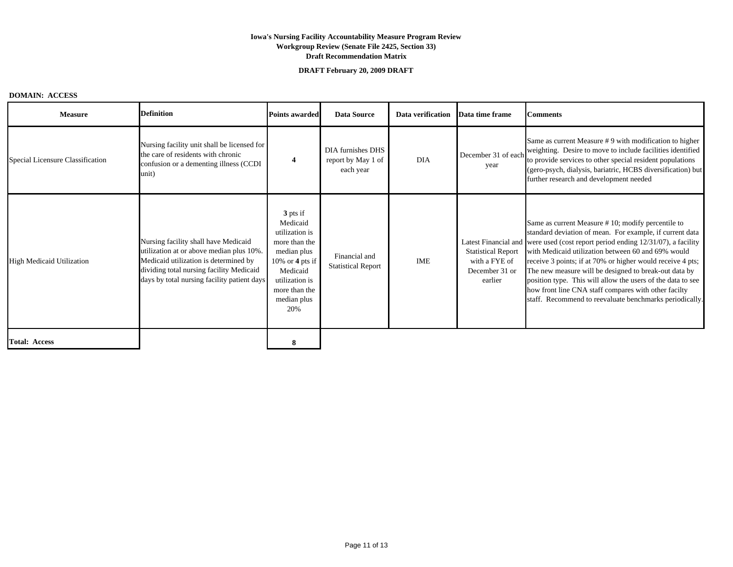**Iowa's Nursing Facility Accountability Measure Program Review**
**Workgroup Review (Senate File 2425, Section 33)**
**Draft Recommendation Matrix**

**DRAFT February 20, 2009 DRAFT**

**DOMAIN: ACCESS**

| Measure | Definition | Points awarded | Data Source | Data verification | Data time frame | Comments |
|---|---|---|---|---|---|---|
| Special Licensure Classification | Nursing facility unit shall be licensed for the care of residents with chronic confusion or a dementing illness (CCDI unit) | **4** | DIA furnishes DHS report by May 1 of each year | DIA | December 31 of each year | Same as current Measure # 9 with modification to higher weighting. Desire to move to include facilities identified to provide services to other special resident populations (gero-psych, dialysis, bariatric, HCBS diversification) but further research and development needed |
| High Medicaid Utilization | Nursing facility shall have Medicaid utilization at or above median plus 10%. Medicaid utilization is determined by dividing total nursing facility Medicaid days by total nursing facility patient days | **3** pts if Medicaid utilization is more than the median plus 10% or **4** pts if Medicaid utilization is more than the median plus 20% | Financial and Statistical Report | IME | Latest Financial and Statistical Report with a FYE of December 31 or earlier | Same as current Measure # 10; modify percentile to standard deviation of mean. For example, if current data were used (cost report period ending 12/31/07), a facility with Medicaid utilization between 60 and 69% would receive 3 points; if at 70% or higher would receive 4 pts; The new measure will be designed to break-out data by position type. This will allow the users of the data to see how front line CNA staff compares with other facilty staff. Recommend to reevaluate benchmarks periodically. |
| **Total: Access** | | **8** | | | | |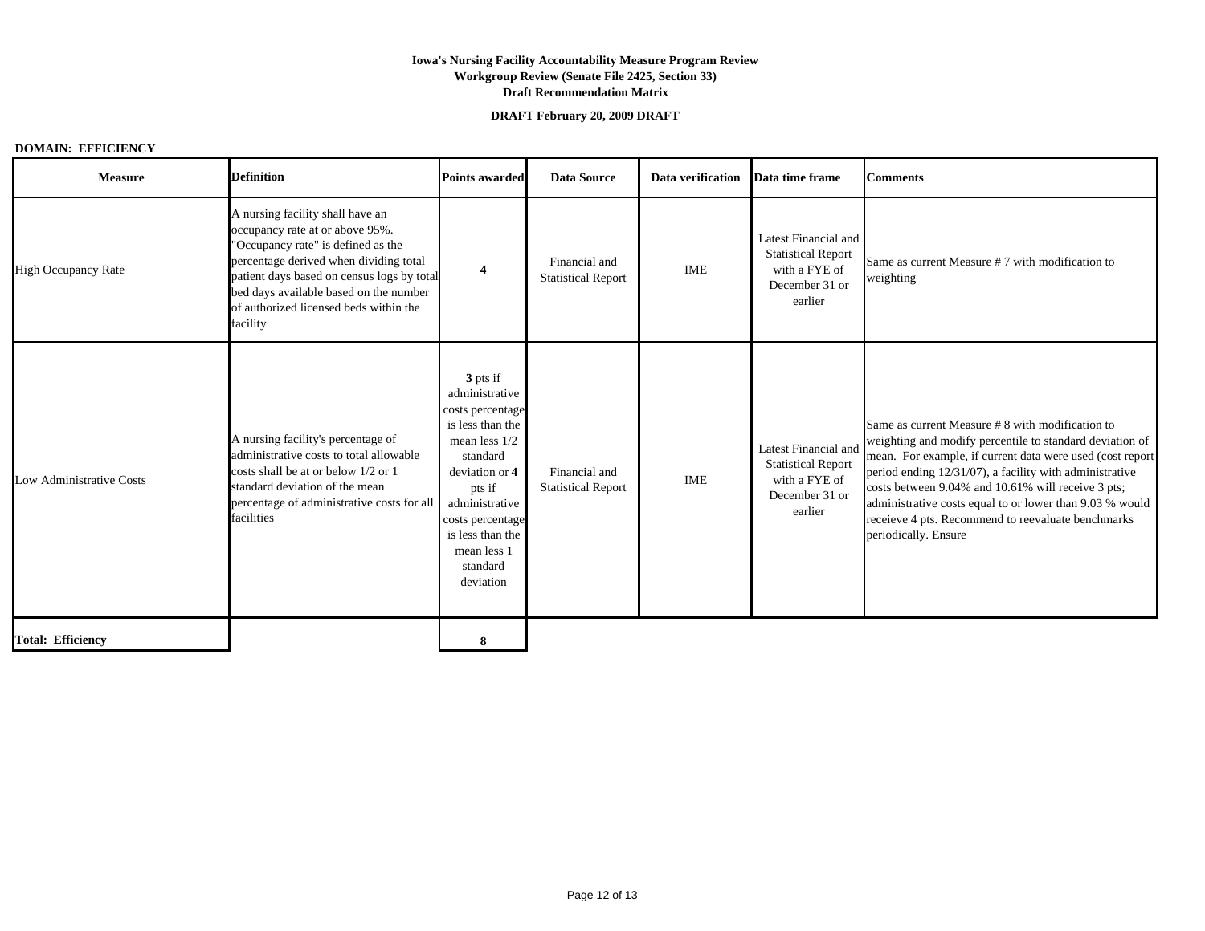**Iowa's Nursing Facility Accountability Measure Program Review**
**Workgroup Review (Senate File 2425, Section 33)**
**Draft Recommendation Matrix**

**DRAFT February 20, 2009 DRAFT**

**DOMAIN: EFFICIENCY**

| Measure | Definition | Points awarded | Data Source | Data verification | Data time frame | Comments |
|---|---|---|---|---|---|---|
| High Occupancy Rate | A nursing facility shall have an occupancy rate at or above 95%. "Occupancy rate" is defined as the percentage derived when dividing total patient days based on census logs by total bed days available based on the number of authorized licensed beds within the facility | **4** | Financial and Statistical Report | IME | Latest Financial and Statistical Report with a FYE of December 31 or earlier | Same as current Measure # 7 with modification to weighting |
| Low Administrative Costs | A nursing facility's percentage of administrative costs to total allowable costs shall be at or below 1/2 or 1 standard deviation of the mean percentage of administrative costs for all facilities | **3** pts if administrative costs percentage is less than the mean less 1/2 standard deviation or **4** pts if administrative costs percentage is less than the mean less 1 standard deviation | Financial and Statistical Report | IME | Latest Financial and Statistical Report with a FYE of December 31 or earlier | Same as current Measure # 8 with modification to weighting and modify percentile to standard deviation of mean. For example, if current data were used (cost report period ending 12/31/07), a facility with administrative costs between 9.04% and 10.61% will receive 3 pts; administrative costs equal to or lower than 9.03 % would receieve 4 pts. Recommend to reevaluate benchmarks periodically. Ensure |
| **Total: Efficiency** | | **8** | | | | |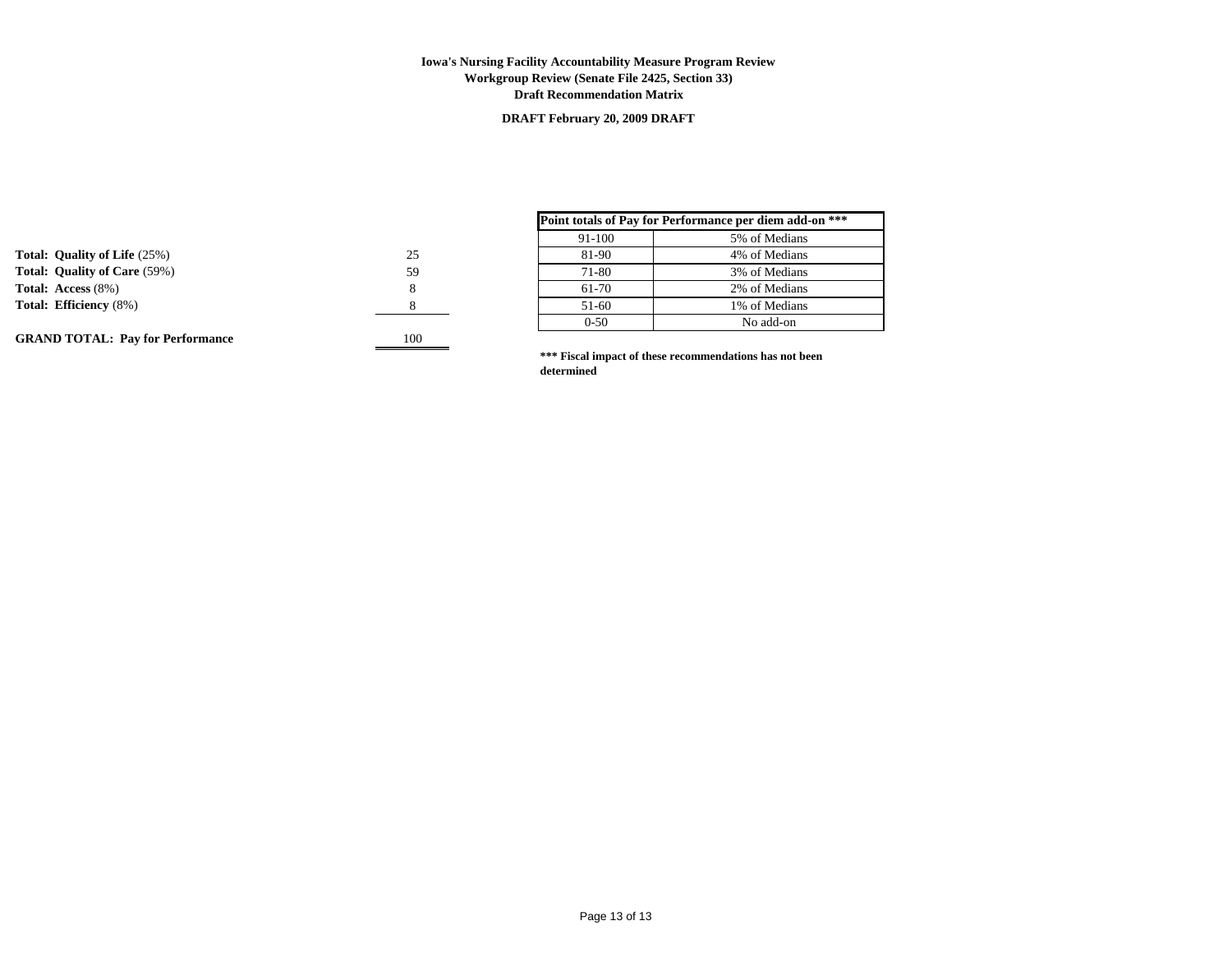**Iowa's Nursing Facility Accountability Measure Program Review**
**Workgroup Review (Senate File 2425, Section 33)**
**Draft Recommendation Matrix**

**DRAFT February 20, 2009 DRAFT**

| | |
|---|---|
| **Total: Quality of Life** (25%) | 25 |
| **Total: Quality of Care** (59%) | 59 |
| **Total: Access** (8%) | 8 |
| **Total: Efficiency** (8%) | 8 |
| **GRAND TOTAL: Pay for Performance** | 100 |

| **Point totals of Pay for Performance per diem add-on \*\*\*** | |
|---|---|
| 91-100 | 5% of Medians |
| 81-90 | 4% of Medians |
| 71-80 | 3% of Medians |
| 61-70 | 2% of Medians |
| 51-60 | 1% of Medians |
| 0-50 | No add-on |

**\*\*\* Fiscal impact of these recommendations has not been determined**